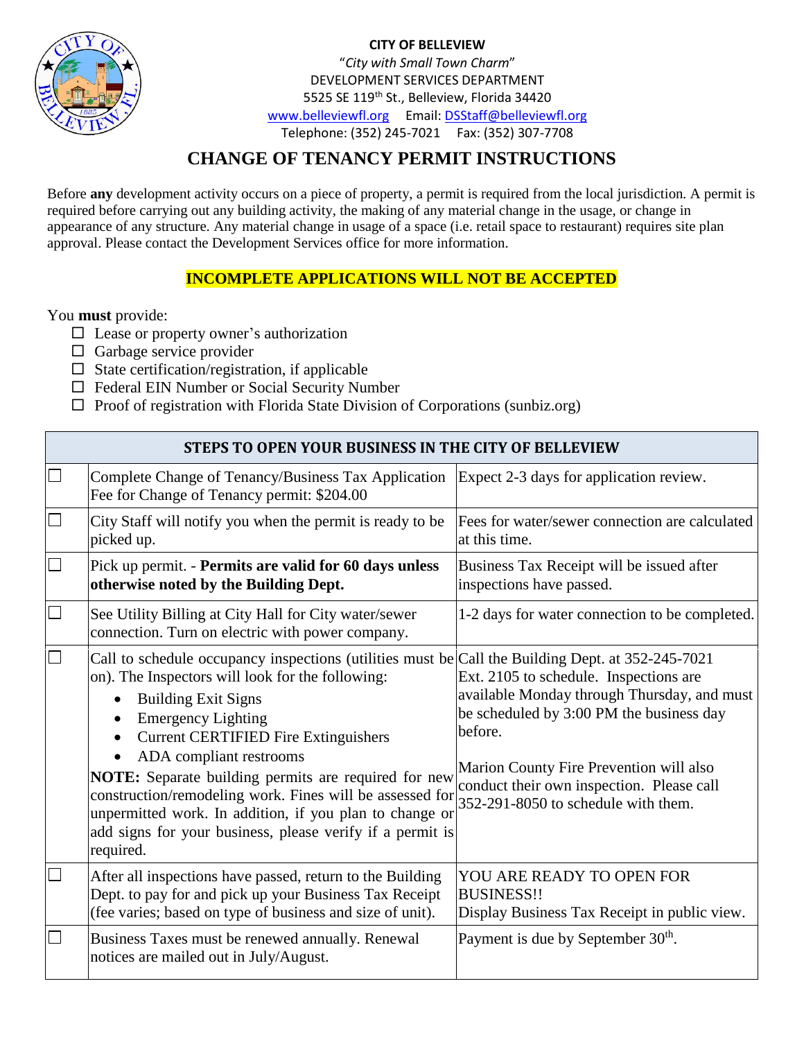**CITY OF BELLEVIEW**
"*City with Small Town Charm*"
DEVELOPMENT SERVICES DEPARTMENT
5525 SE 119th St., Belleview, Florida 34420
www.belleviewfl.org Email: DSStaff@belleviewfl.org
Telephone: (352) 245-7021 Fax: (352) 307-7708

# CHANGE OF TENANCY PERMIT INSTRUCTIONS

Before **any** development activity occurs on a piece of property, a permit is required from the local jurisdiction. A permit is required before carrying out any building activity, the making of any material change in the usage, or change in appearance of any structure. Any material change in usage of a space (i.e. retail space to restaurant) requires site plan approval. Please contact the Development Services office for more information.

**INCOMPLETE APPLICATIONS WILL NOT BE ACCEPTED**

You **must** provide:

- ☐ Lease or property owner's authorization
- ☐ Garbage service provider
- ☐ State certification/registration, if applicable
- ☐ Federal EIN Number or Social Security Number
- ☐ Proof of registration with Florida State Division of Corporations (sunbiz.org)

| STEPS TO OPEN YOUR BUSINESS IN THE CITY OF BELLEVIEW | | |
|---|---|---|
| ☐ | Complete Change of Tenancy/Business Tax Application<br>Fee for Change of Tenancy permit: $204.00 | Expect 2-3 days for application review. |
| ☐ | City Staff will notify you when the permit is ready to be picked up. | Fees for water/sewer connection are calculated at this time. |
| ☐ | Pick up permit. - **Permits are valid for 60 days unless otherwise noted by the Building Dept.** | Business Tax Receipt will be issued after inspections have passed. |
| ☐ | See Utility Billing at City Hall for City water/sewer connection. Turn on electric with power company. | 1-2 days for water connection to be completed. |
| ☐ | Call to schedule occupancy inspections (utilities must be on). The Inspectors will look for the following:<br>• Building Exit Signs<br>• Emergency Lighting<br>• Current CERTIFIED Fire Extinguishers<br>• ADA compliant restrooms<br>**NOTE:** Separate building permits are required for new construction/remodeling work. Fines will be assessed for unpermitted work. In addition, if you plan to change or add signs for your business, please verify if a permit is required. | Call the Building Dept. at 352-245-7021 Ext. 2105 to schedule. Inspections are available Monday through Thursday, and must be scheduled by 3:00 PM the business day before.<br><br>Marion County Fire Prevention will also conduct their own inspection. Please call 352-291-8050 to schedule with them. |
| ☐ | After all inspections have passed, return to the Building Dept. to pay for and pick up your Business Tax Receipt (fee varies; based on type of business and size of unit). | YOU ARE READY TO OPEN FOR BUSINESS!!<br>Display Business Tax Receipt in public view. |
| ☐ | Business Taxes must be renewed annually. Renewal notices are mailed out in July/August. | Payment is due by September 30th. |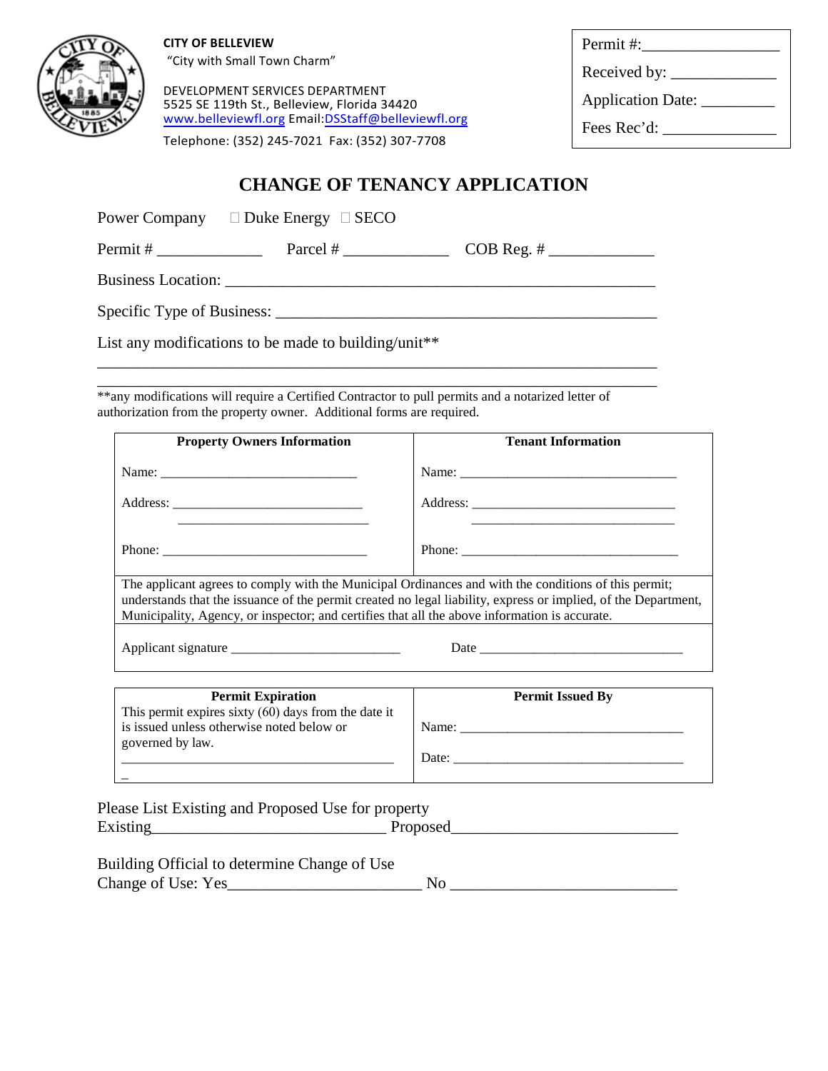**CITY OF BELLEVIEW**
"City with Small Town Charm"

DEVELOPMENT SERVICES DEPARTMENT
5525 SE 119th St., Belleview, Florida 34420
www.belleviewfl.org Email:DSStaff@belleviewfl.org
Telephone: (352) 245-7021 Fax: (352) 307-7708

| |
|---|
| Permit #:_________________ |
| Received by: _____________ |
| Application Date: _________ |
| Fees Rec'd: ______________ |

# CHANGE OF TENANCY APPLICATION

Power Company ☐ Duke Energy ☐ SECO

Permit # _____________ Parcel # _____________ COB Reg. # _____________

Business Location: _______________________________________________________

Specific Type of Business: _________________________________________________

List any modifications to be made to building/unit**

_____________________________________________________________________

_____________________________________________________________________

**any modifications will require a Certified Contractor to pull permits and a notarized letter of authorization from the property owner. Additional forms are required.

| Property Owners Information | Tenant Information |
|---|---|
| Name: _____________________________ | Name: ________________________________ |
| Address: ____________________________<br>____________________________ | Address: _______________________________<br>_______________________________ |
| Phone: ______________________________ | Phone: ________________________________ |
| The applicant agrees to comply with the Municipal Ordinances and with the conditions of this permit; understands that the issuance of the permit created no legal liability, express or implied, of the Department, Municipality, Agency, or inspector; and certifies that all the above information is accurate. | |
| Applicant signature _________________________ | Date ______________________________ |

| Permit Expiration | Permit Issued By |
|---|---|
| This permit expires sixty (60) days from the date it is issued unless otherwise noted below or governed by law.<br>_________________________________________<br>_ | Name: _________________________________<br>Date: __________________________________ |

Please List Existing and Proposed Use for property
Existing_____________________________ Proposed___________________________

Building Official to determine Change of Use
Change of Use: Yes________________________ No ____________________________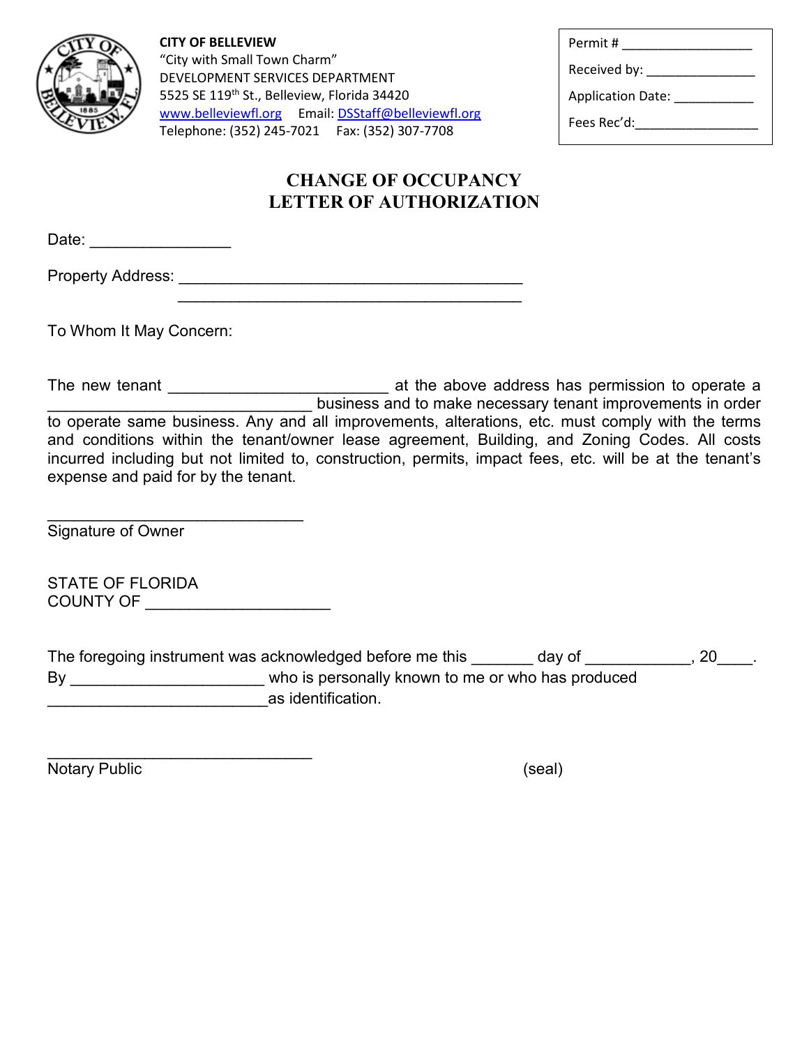**CITY OF BELLEVIEW**
"City with Small Town Charm"
DEVELOPMENT SERVICES DEPARTMENT
5525 SE 119th St., Belleview, Florida 34420
www.belleviewfl.org Email: DSStaff@belleviewfl.org
Telephone: (352) 245-7021 Fax: (352) 307-7708

Permit # ____________________
Received by: _________________
Application Date: ____________
Fees Rec'd:___________________

# CHANGE OF OCCUPANCY LETTER OF AUTHORIZATION

Date: ________________

Property Address: ________________________________________
________________________________________

To Whom It May Concern:

The new tenant _________________________ at the above address has permission to operate a ______________________________ business and to make necessary tenant improvements in order to operate same business. Any and all improvements, alterations, etc. must comply with the terms and conditions within the tenant/owner lease agreement, Building, and Zoning Codes. All costs incurred including but not limited to, construction, permits, impact fees, etc. will be at the tenant's expense and paid for by the tenant.

_____________________________
Signature of Owner

STATE OF FLORIDA
COUNTY OF ____________________

The foregoing instrument was acknowledged before me this _______ day of ____________, 20____.
By ______________________ who is personally known to me or who has produced
_________________________as identification.

______________________________
Notary Public (seal)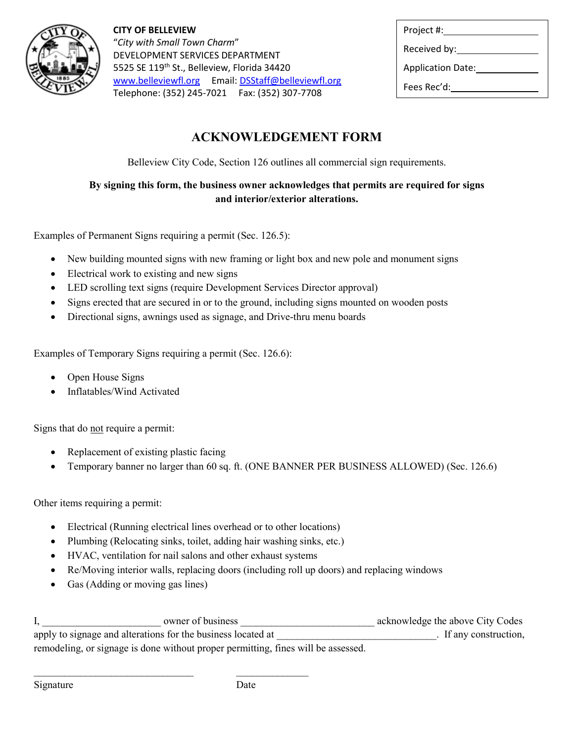**CITY OF BELLEVIEW**
*"City with Small Town Charm"*
DEVELOPMENT SERVICES DEPARTMENT
5525 SE 119th St., Belleview, Florida 34420
www.belleviewfl.org Email: DSStaff@belleviewfl.org
Telephone: (352) 245-7021 Fax: (352) 307-7708

| |
|---|
| Project #:__________________ |
| Received by:________________ |
| Application Date:____________ |
| Fees Rec'd:_________________ |

# ACKNOWLEDGEMENT FORM

Belleview City Code, Section 126 outlines all commercial sign requirements.

**By signing this form, the business owner acknowledges that permits are required for signs and interior/exterior alterations.**

Examples of Permanent Signs requiring a permit (Sec. 126.5):

- New building mounted signs with new framing or light box and new pole and monument signs
- Electrical work to existing and new signs
- LED scrolling text signs (require Development Services Director approval)
- Signs erected that are secured in or to the ground, including signs mounted on wooden posts
- Directional signs, awnings used as signage, and Drive-thru menu boards

Examples of Temporary Signs requiring a permit (Sec. 126.6):

- Open House Signs
- Inflatables/Wind Activated

Signs that do not require a permit:

- Replacement of existing plastic facing
- Temporary banner no larger than 60 sq. ft. (ONE BANNER PER BUSINESS ALLOWED) (Sec. 126.6)

Other items requiring a permit:

- Electrical (Running electrical lines overhead or to other locations)
- Plumbing (Relocating sinks, toilet, adding hair washing sinks, etc.)
- HVAC, ventilation for nail salons and other exhaust systems
- Re/Moving interior walls, replacing doors (including roll up doors) and replacing windows
- Gas (Adding or moving gas lines)

I, ______________________ owner of business _________________________ acknowledge the above City Codes apply to signage and alterations for the business located at ______________________________. If any construction, remodeling, or signage is done without proper permitting, fines will be assessed.

______________________________ ______________
Signature Date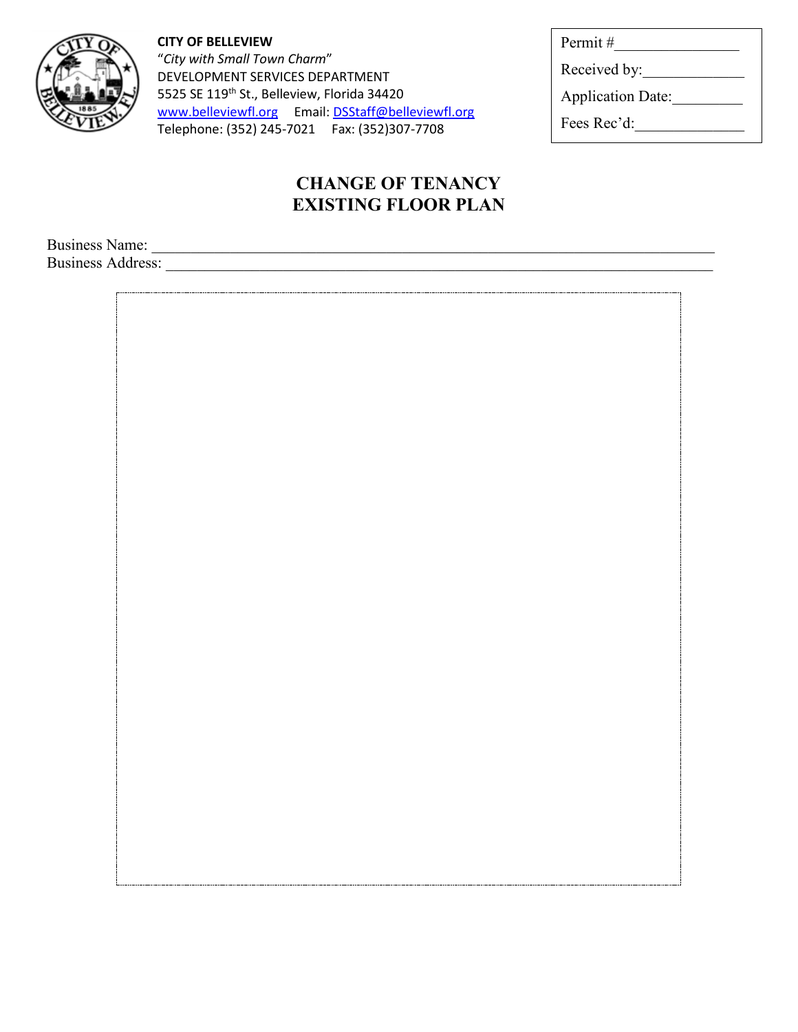**CITY OF BELLEVIEW**
"*City with Small Town Charm*"
DEVELOPMENT SERVICES DEPARTMENT
5525 SE 119th St., Belleview, Florida 34420
www.belleviewfl.org Email: DSStaff@belleviewfl.org
Telephone: (352) 245-7021 Fax: (352)307-7708

Permit #________________
Received by:_____________
Application Date:_________
Fees Rec'd:______________

# CHANGE OF TENANCY
# EXISTING FLOOR PLAN

Business Name: ___________________________________________________________________________

Business Address: _________________________________________________________________________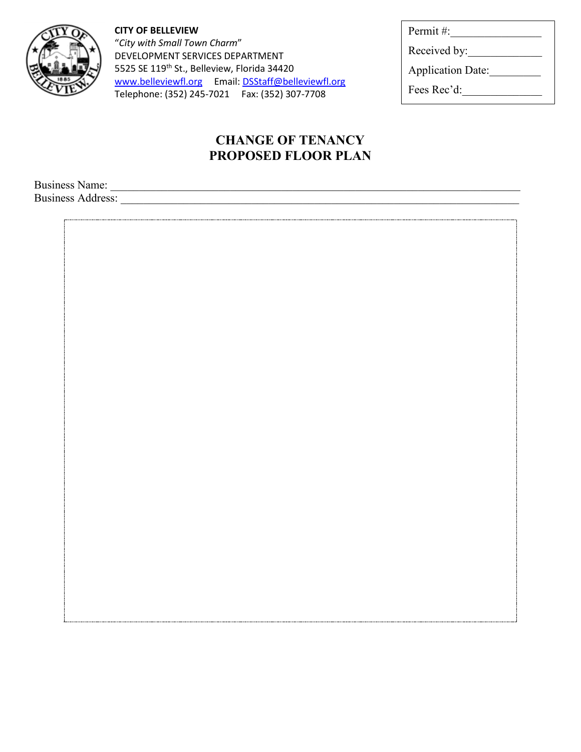**CITY OF BELLEVIEW**
"*City with Small Town Charm*"
DEVELOPMENT SERVICES DEPARTMENT
5525 SE 119th St., Belleview, Florida 34420
www.belleviewfl.org Email: DSStaff@belleviewfl.org
Telephone: (352) 245-7021 Fax: (352) 307-7708

Permit #:________________
Received by:_____________
Application Date:_________
Fees Rec'd:______________

# CHANGE OF TENANCY
# PROPOSED FLOOR PLAN

Business Name: ______________________________________________________________________
Business Address: ____________________________________________________________________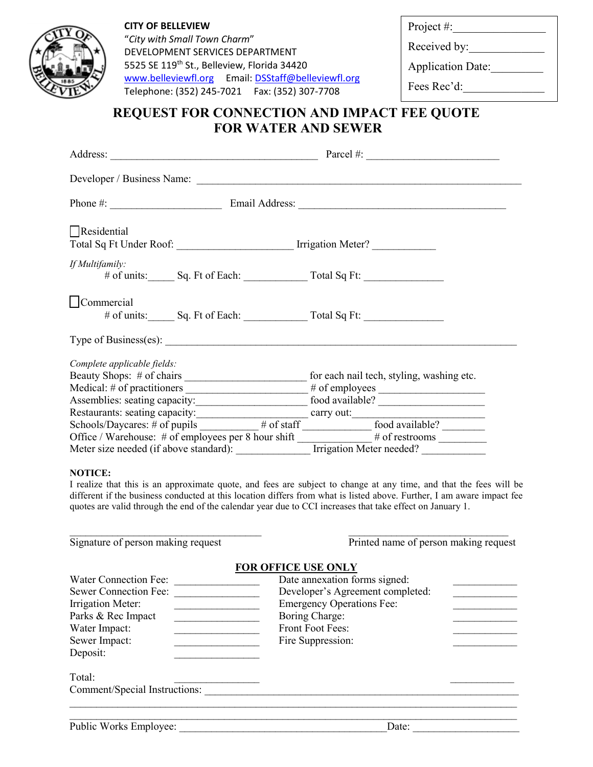**CITY OF BELLEVIEW**
"*City with Small Town Charm*"
DEVELOPMENT SERVICES DEPARTMENT
5525 SE 119th St., Belleview, Florida 34420
www.belleviewfl.org   Email: DSStaff@belleviewfl.org
Telephone: (352) 245-7021   Fax: (352) 307-7708

Project #:_______________
Received by:_____________
Application Date:_________
Fees Rec'd:______________

# REQUEST FOR CONNECTION AND IMPACT FEE QUOTE FOR WATER AND SEWER

Address: ______________________________________ Parcel #: ________________________

Developer / Business Name: ____________________________________________________________

Phone #: ____________________ Email Address: ______________________________________

☐ Residential
Total Sq Ft Under Roof: _____________________ Irrigation Meter? ___________

*If Multifamily:*
# of units:_____ Sq. Ft of Each: ___________ Total Sq Ft: ______________

☐ Commercial
# of units:_____ Sq. Ft of Each: ___________ Total Sq Ft: ______________

Type of Business(es): ____________________________________________________________________

*Complete applicable fields:*
Beauty Shops: # of chairs ______________________ for each nail tech, styling, washing etc.
Medical: # of practitioners ______________________ # of employees ___________________
Assemblies: seating capacity:____________________ food available? ___________________
Restaurants: seating capacity:____________________ carry out:_______________________
Schools/Daycares: # of pupils ___________ # of staff ____________ food available? ________
Office / Warehouse: # of employees per 8 hour shift _____________ # of restrooms _________
Meter size needed (if above standard): _____________ Irrigation Meter needed? ___________

**NOTICE:**
I realize that this is an approximate quote, and fees are subject to change at any time, and that the fees will be different if the business conducted at this location differs from what is listed above. Further, I am aware impact fee quotes are valid through the end of the calendar year due to CCI increases that take effect on January 1.

___________________________________ ______________________________
Signature of person making request Printed name of person making request

## FOR OFFICE USE ONLY

| | | | |
|---|---|---|---|
| Water Connection Fee: | _______________ | Date annexation forms signed: | ___________ |
| Sewer Connection Fee: | _______________ | Developer's Agreement completed: | ___________ |
| Irrigation Meter: | _______________ | Emergency Operations Fee: | ___________ |
| Parks & Rec Impact | _______________ | Boring Charge: | ___________ |
| Water Impact: | _______________ | Front Foot Fees: | ___________ |
| Sewer Impact: | _______________ | Fire Suppression: | ___________ |
| Deposit: | _______________ | | |
| Total: | _______________ | | ___________ |

Comment/Special Instructions: __________________________________________________________
______________________________________________________________________________________
______________________________________________________________________________________

Public Works Employee: ______________________________________ Date: ___________________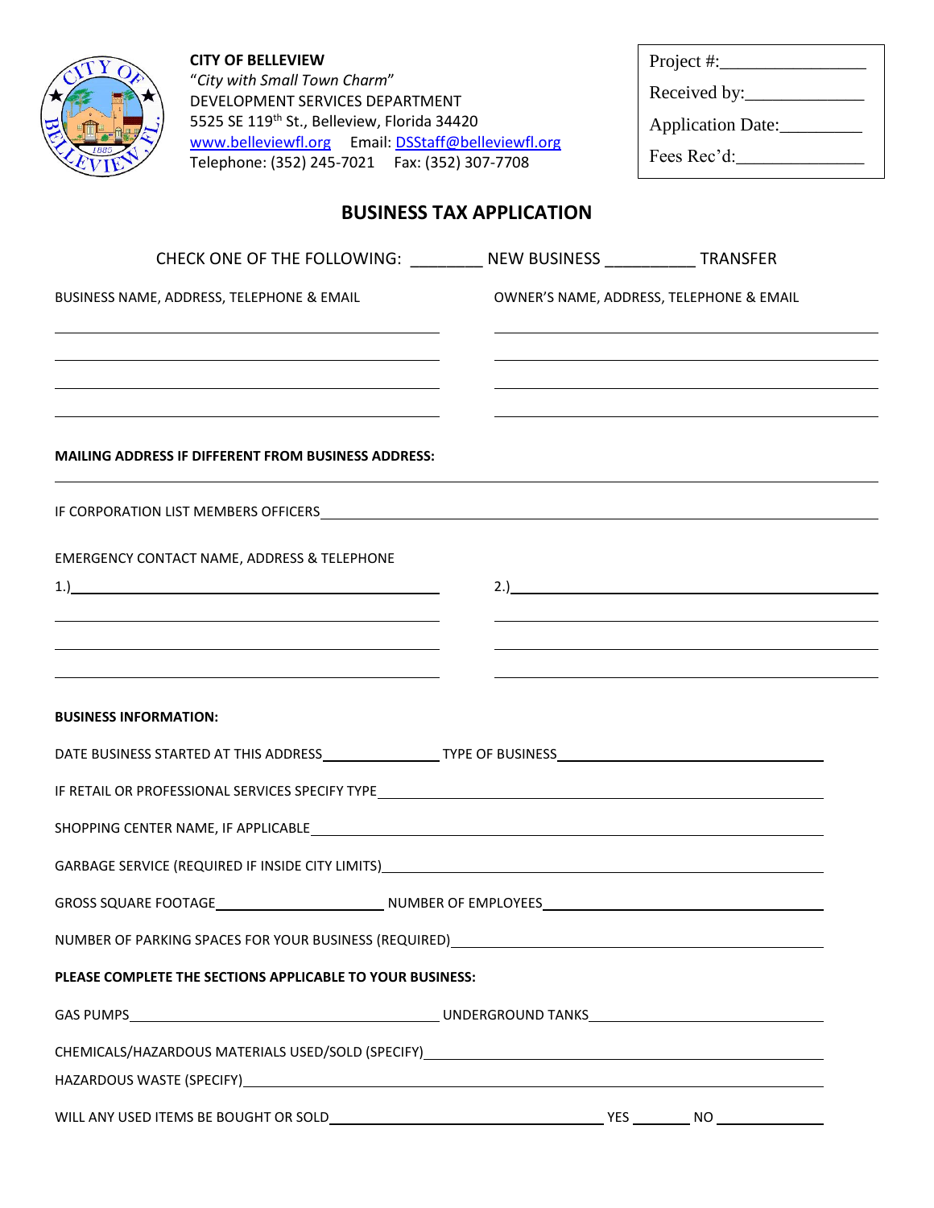**CITY OF BELLEVIEW**
"*City with Small Town Charm*"
DEVELOPMENT SERVICES DEPARTMENT
5525 SE 119th St., Belleview, Florida 34420
www.belleviewfl.org Email: DSStaff@belleviewfl.org
Telephone: (352) 245-7021 Fax: (352) 307-7708

Project #:________________
Received by:_____________
Application Date:_________
Fees Rec'd:______________

# BUSINESS TAX APPLICATION

CHECK ONE OF THE FOLLOWING: ________ NEW BUSINESS __________ TRANSFER

BUSINESS NAME, ADDRESS, TELEPHONE & EMAIL

______________________________
______________________________
______________________________
______________________________

OWNER'S NAME, ADDRESS, TELEPHONE & EMAIL

______________________________
______________________________
______________________________
______________________________

**MAILING ADDRESS IF DIFFERENT FROM BUSINESS ADDRESS:**

____________________________________________________________

IF CORPORATION LIST MEMBERS OFFICERS____________________________________________

EMERGENCY CONTACT NAME, ADDRESS & TELEPHONE

1.)____________________________
______________________________
______________________________
______________________________

2.)____________________________
______________________________
______________________________
______________________________

**BUSINESS INFORMATION:**

DATE BUSINESS STARTED AT THIS ADDRESS______________ TYPE OF BUSINESS____________________

IF RETAIL OR PROFESSIONAL SERVICES SPECIFY TYPE____________________________________

SHOPPING CENTER NAME, IF APPLICABLE____________________________________________

GARBAGE SERVICE (REQUIRED IF INSIDE CITY LIMITS)_____________________________________

GROSS SQUARE FOOTAGE____________________ NUMBER OF EMPLOYEES______________________

NUMBER OF PARKING SPACES FOR YOUR BUSINESS (REQUIRED)______________________________

**PLEASE COMPLETE THE SECTIONS APPLICABLE TO YOUR BUSINESS:**

GAS PUMPS________________________________ UNDERGROUND TANKS______________________

CHEMICALS/HAZARDOUS MATERIALS USED/SOLD (SPECIFY)___________________________________

HAZARDOUS WASTE (SPECIFY)______________________________________________________

WILL ANY USED ITEMS BE BOUGHT OR SOLD______________________________ YES ________ NO ______________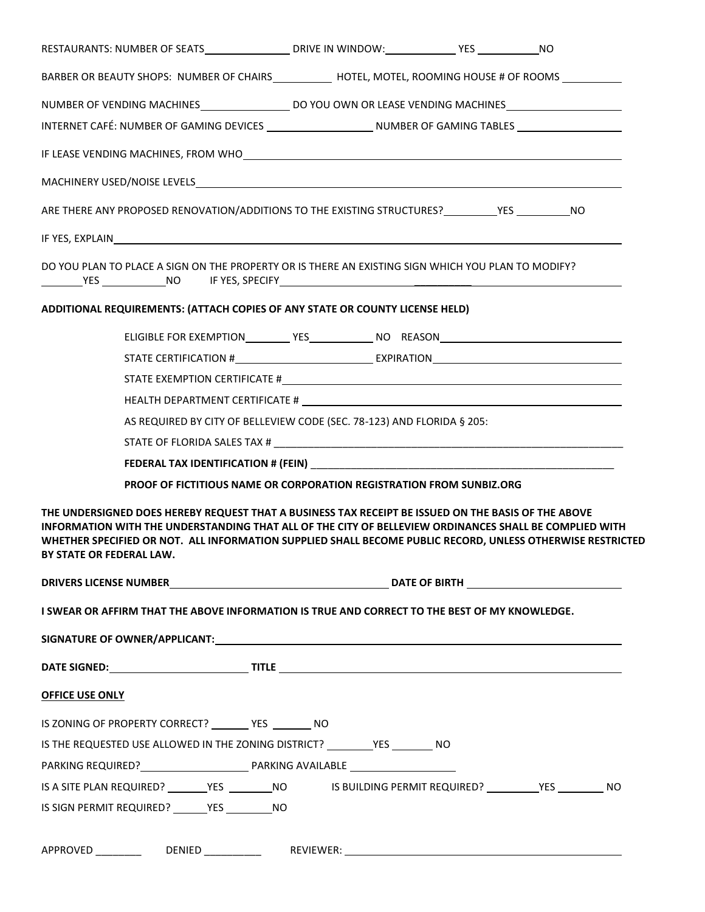RESTAURANTS: NUMBER OF SEATS_______________ DRIVE IN WINDOW:___________ YES ___________NO

BARBER OR BEAUTY SHOPS: NUMBER OF CHAIRS__________ HOTEL, MOTEL, ROOMING HOUSE # OF ROOMS __________

NUMBER OF VENDING MACHINES_______________ DO YOU OWN OR LEASE VENDING MACHINES___________________

INTERNET CAFÉ: NUMBER OF GAMING DEVICES __________________ NUMBER OF GAMING TABLES __________________

IF LEASE VENDING MACHINES, FROM WHO____________________________________________________________

MACHINERY USED/NOISE LEVELS__________________________________________________________________

ARE THERE ANY PROPOSED RENOVATION/ADDITIONS TO THE EXISTING STRUCTURES?_________YES _________NO

IF YES, EXPLAIN______________________________________________________________________________

DO YOU PLAN TO PLACE A SIGN ON THE PROPERTY OR IS THERE AN EXISTING SIGN WHICH YOU PLAN TO MODIFY?
_______YES ___________NO IF YES, SPECIFY__________________________________________________

**ADDITIONAL REQUIREMENTS: (ATTACH COPIES OF ANY STATE OR COUNTY LICENSE HELD)**

ELIGIBLE FOR EXEMPTION________ YES___________ NO REASON_______________________________

STATE CERTIFICATION #_______________________ EXPIRATION_______________________________

STATE EXEMPTION CERTIFICATE #___________________________________________________

HEALTH DEPARTMENT CERTIFICATE # _________________________________________________

AS REQUIRED BY CITY OF BELLEVIEW CODE (SEC. 78-123) AND FLORIDA § 205:

STATE OF FLORIDA SALES TAX # ______________________________________________________

**FEDERAL TAX IDENTIFICATION # (FEIN)** _____________________________________________

**PROOF OF FICTITIOUS NAME OR CORPORATION REGISTRATION FROM SUNBIZ.ORG**

**THE UNDERSIGNED DOES HEREBY REQUEST THAT A BUSINESS TAX RECEIPT BE ISSUED ON THE BASIS OF THE ABOVE INFORMATION WITH THE UNDERSTANDING THAT ALL OF THE CITY OF BELLEVIEW ORDINANCES SHALL BE COMPLIED WITH WHETHER SPECIFIED OR NOT. ALL INFORMATION SUPPLIED SHALL BECOME PUBLIC RECORD, UNLESS OTHERWISE RESTRICTED BY STATE OR FEDERAL LAW.**

**DRIVERS LICENSE NUMBER**_________________________________ **DATE OF BIRTH** _______________________

**I SWEAR OR AFFIRM THAT THE ABOVE INFORMATION IS TRUE AND CORRECT TO THE BEST OF MY KNOWLEDGE.**

**SIGNATURE OF OWNER/APPLICANT:**____________________________________________________________

**DATE SIGNED:**______________________ **TITLE** _____________________________________________________

**OFFICE USE ONLY**

IS ZONING OF PROPERTY CORRECT? _______ YES _______ NO

IS THE REQUESTED USE ALLOWED IN THE ZONING DISTRICT? ________YES _______ NO

PARKING REQUIRED?__________________ PARKING AVAILABLE __________________

IS A SITE PLAN REQUIRED? _______YES ________NO IS BUILDING PERMIT REQUIRED? _________YES ________ NO

IS SIGN PERMIT REQUIRED? ______YES ________NO

APPROVED ________ DENIED __________ REVIEWER: ______________________________________________